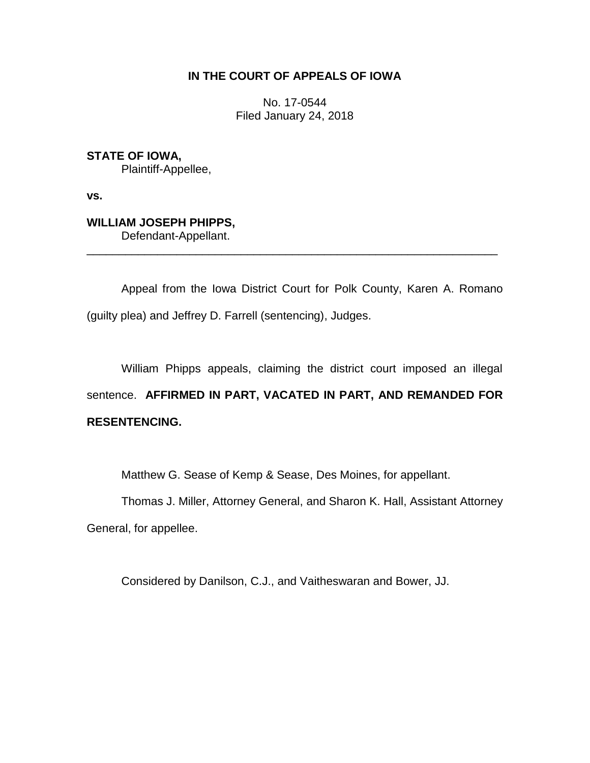**IN THE COURT OF APPEALS OF IOWA**

No. 17-0544
Filed January 24, 2018

**STATE OF IOWA,**
Plaintiff-Appellee,

**vs.**

**WILLIAM JOSEPH PHIPPS,**
Defendant-Appellant.

---

Appeal from the Iowa District Court for Polk County, Karen A. Romano (guilty plea) and Jeffrey D. Farrell (sentencing), Judges.

William Phipps appeals, claiming the district court imposed an illegal sentence. **AFFIRMED IN PART, VACATED IN PART, AND REMANDED FOR RESENTENCING.**

Matthew G. Sease of Kemp & Sease, Des Moines, for appellant.

Thomas J. Miller, Attorney General, and Sharon K. Hall, Assistant Attorney General, for appellee.

Considered by Danilson, C.J., and Vaitheswaran and Bower, JJ.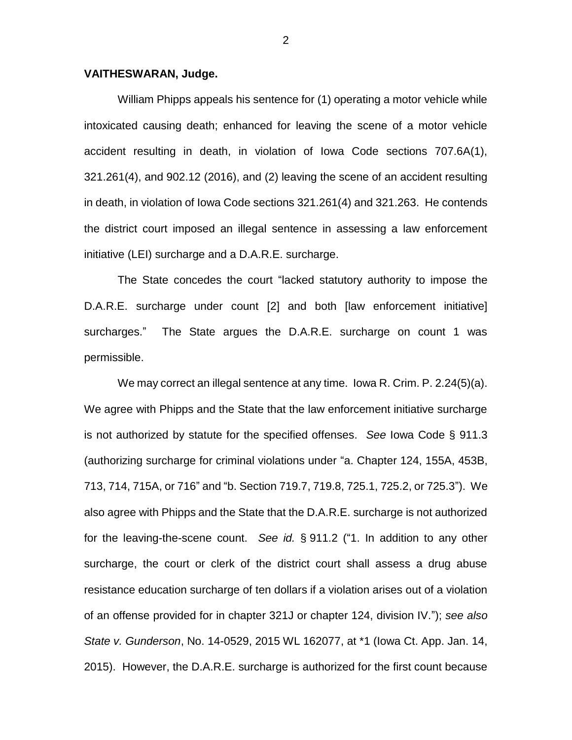**VAITHESWARAN, Judge.**

William Phipps appeals his sentence for (1) operating a motor vehicle while intoxicated causing death; enhanced for leaving the scene of a motor vehicle accident resulting in death, in violation of Iowa Code sections 707.6A(1), 321.261(4), and 902.12 (2016), and (2) leaving the scene of an accident resulting in death, in violation of Iowa Code sections 321.261(4) and 321.263. He contends the district court imposed an illegal sentence in assessing a law enforcement initiative (LEI) surcharge and a D.A.R.E. surcharge.

The State concedes the court "lacked statutory authority to impose the D.A.R.E. surcharge under count [2] and both [law enforcement initiative] surcharges." The State argues the D.A.R.E. surcharge on count 1 was permissible.

We may correct an illegal sentence at any time. Iowa R. Crim. P. 2.24(5)(a). We agree with Phipps and the State that the law enforcement initiative surcharge is not authorized by statute for the specified offenses. *See* Iowa Code § 911.3 (authorizing surcharge for criminal violations under "a. Chapter 124, 155A, 453B, 713, 714, 715A, or 716" and "b. Section 719.7, 719.8, 725.1, 725.2, or 725.3"). We also agree with Phipps and the State that the D.A.R.E. surcharge is not authorized for the leaving-the-scene count. *See id.* § 911.2 ("1. In addition to any other surcharge, the court or clerk of the district court shall assess a drug abuse resistance education surcharge of ten dollars if a violation arises out of a violation of an offense provided for in chapter 321J or chapter 124, division IV."); *see also State v. Gunderson*, No. 14-0529, 2015 WL 162077, at *1 (Iowa Ct. App. Jan. 14, 2015). However, the D.A.R.E. surcharge is authorized for the first count because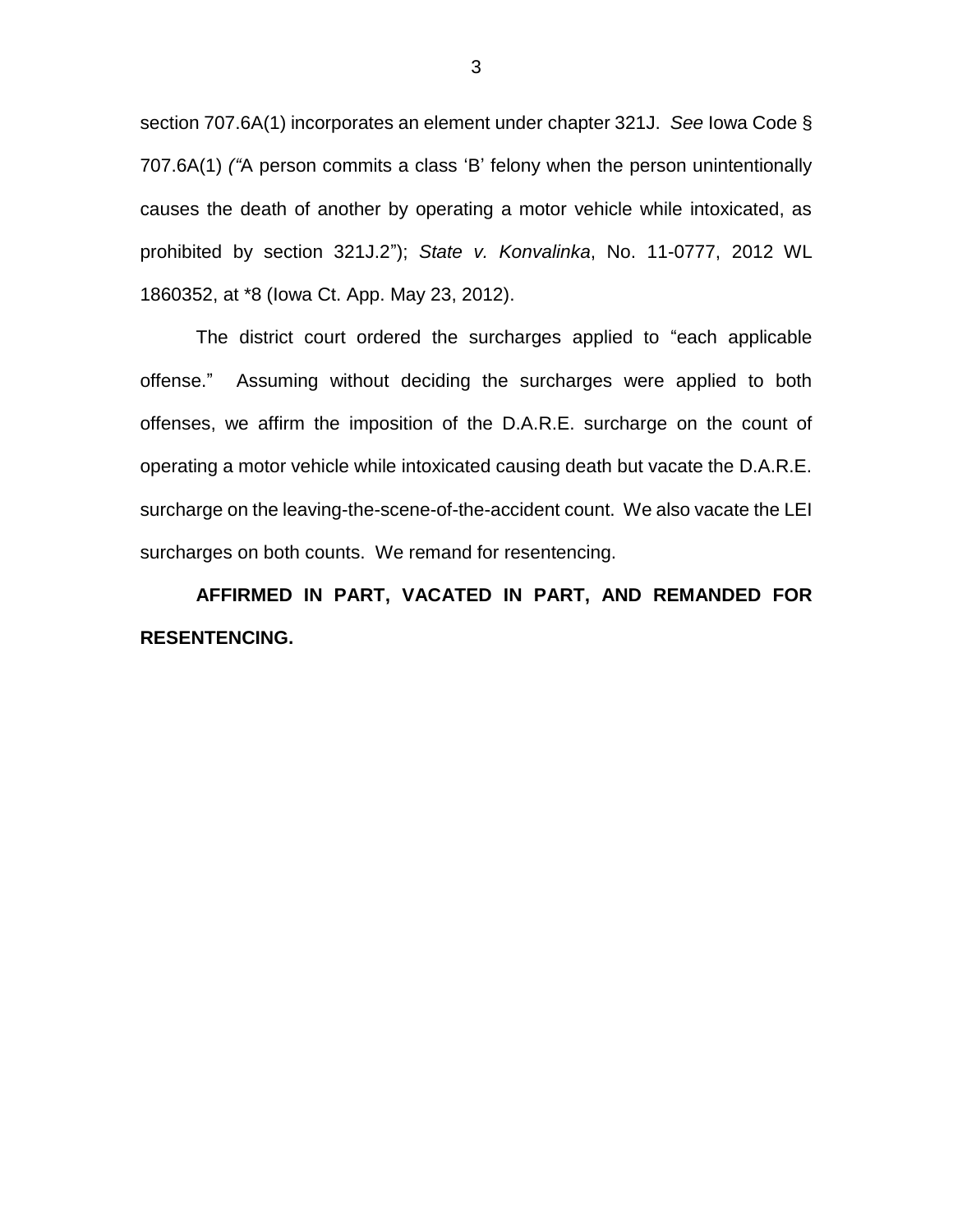section 707.6A(1) incorporates an element under chapter 321J. *See* Iowa Code § 707.6A(1) *("*A person commits a class 'B' felony when the person unintentionally causes the death of another by operating a motor vehicle while intoxicated, as prohibited by section 321J.2"); *State v. Konvalinka*, No. 11-0777, 2012 WL 1860352, at *8 (Iowa Ct. App. May 23, 2012).

The district court ordered the surcharges applied to "each applicable offense." Assuming without deciding the surcharges were applied to both offenses, we affirm the imposition of the D.A.R.E. surcharge on the count of operating a motor vehicle while intoxicated causing death but vacate the D.A.R.E. surcharge on the leaving-the-scene-of-the-accident count. We also vacate the LEI surcharges on both counts. We remand for resentencing.

**AFFIRMED IN PART, VACATED IN PART, AND REMANDED FOR RESENTENCING.**